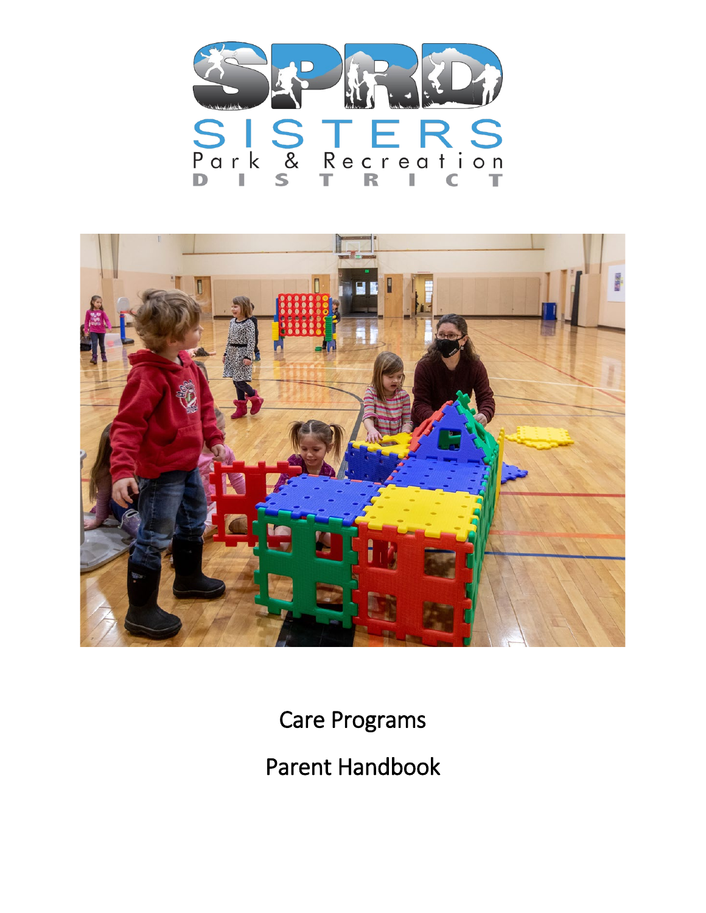# Care Programs

# Parent Handbook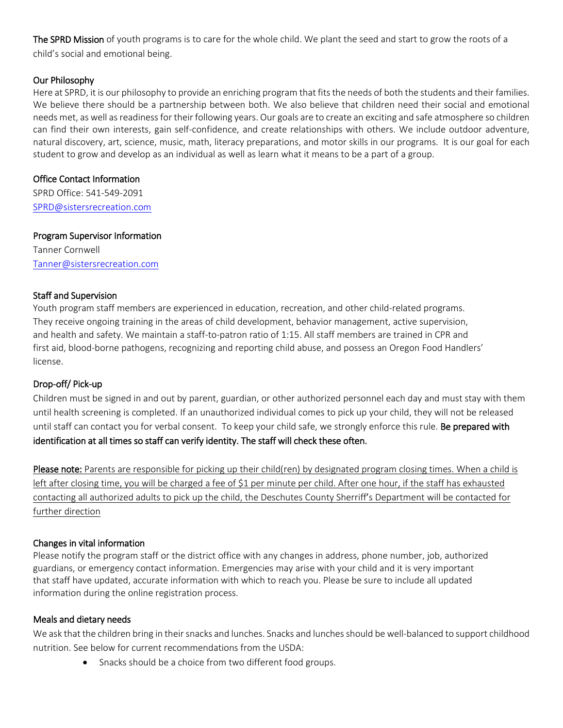**The SPRD Mission** of youth programs is to care for the whole child. We plant the seed and start to grow the roots of a child's social and emotional being.

## Our Philosophy

Here at SPRD, it is our philosophy to provide an enriching program that fits the needs of both the students and their families. We believe there should be a partnership between both. We also believe that children need their social and emotional needs met, as well as readiness for their following years. Our goals are to create an exciting and safe atmosphere so children can find their own interests, gain self-confidence, and create relationships with others. We include outdoor adventure, natural discovery, art, science, music, math, literacy preparations, and motor skills in our programs. It is our goal for each student to grow and develop as an individual as well as learn what it means to be a part of a group.

## Office Contact Information

SPRD Office: 541-549-2091
SPRD@sistersrecreation.com

## Program Supervisor Information

Tanner Cornwell
Tanner@sistersrecreation.com

## Staff and Supervision

Youth program staff members are experienced in education, recreation, and other child-related programs. They receive ongoing training in the areas of child development, behavior management, active supervision, and health and safety. We maintain a staff-to-patron ratio of 1:15. All staff members are trained in CPR and first aid, blood-borne pathogens, recognizing and reporting child abuse, and possess an Oregon Food Handlers' license.

## Drop-off/ Pick-up

Children must be signed in and out by parent, guardian, or other authorized personnel each day and must stay with them until health screening is completed. If an unauthorized individual comes to pick up your child, they will not be released until staff can contact you for verbal consent. To keep your child safe, we strongly enforce this rule. **Be prepared with identification at all times so staff can verify identity. The staff will check these often.**

<u>**Please note:** Parents are responsible for picking up their child(ren) by designated program closing times. When a child is left after closing time, you will be charged a fee of $1 per minute per child. After one hour, if the staff has exhausted contacting all authorized adults to pick up the child, the Deschutes County Sherriff's Department will be contacted for further direction</u>

## Changes in vital information

Please notify the program staff or the district office with any changes in address, phone number, job, authorized guardians, or emergency contact information. Emergencies may arise with your child and it is very important that staff have updated, accurate information with which to reach you. Please be sure to include all updated information during the online registration process.

## Meals and dietary needs

We ask that the children bring in their snacks and lunches. Snacks and lunches should be well-balanced to support childhood nutrition. See below for current recommendations from the USDA:

- Snacks should be a choice from two different food groups.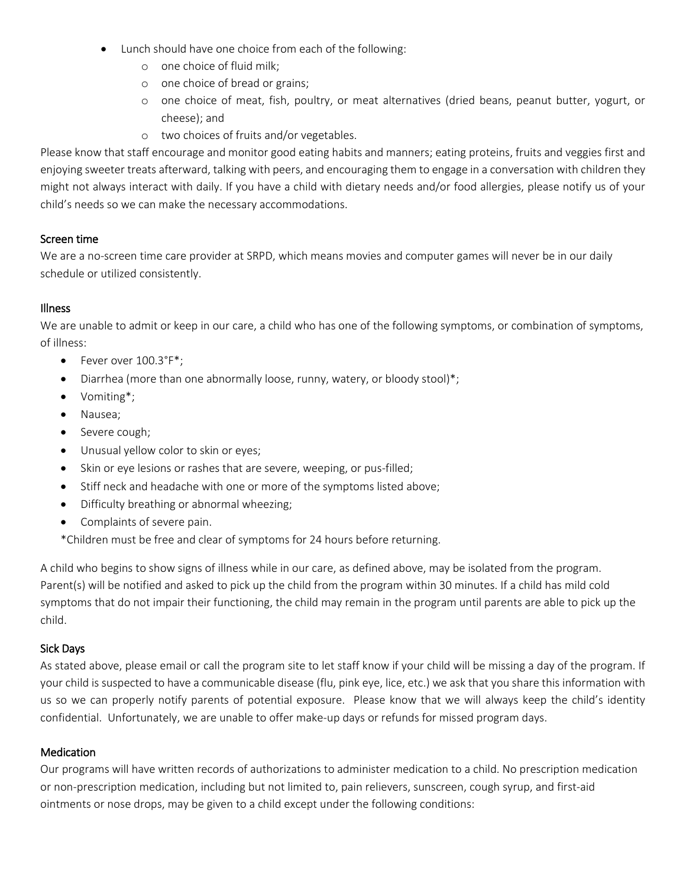- Lunch should have one choice from each of the following:
    - one choice of fluid milk;
    - one choice of bread or grains;
    - one choice of meat, fish, poultry, or meat alternatives (dried beans, peanut butter, yogurt, or cheese); and
    - two choices of fruits and/or vegetables.

Please know that staff encourage and monitor good eating habits and manners; eating proteins, fruits and veggies first and enjoying sweeter treats afterward, talking with peers, and encouraging them to engage in a conversation with children they might not always interact with daily. If you have a child with dietary needs and/or food allergies, please notify us of your child's needs so we can make the necessary accommodations.

### Screen time

We are a no-screen time care provider at SRPD, which means movies and computer games will never be in our daily schedule or utilized consistently.

### Illness

We are unable to admit or keep in our care, a child who has one of the following symptoms, or combination of symptoms, of illness:

- Fever over 100.3°F*;
- Diarrhea (more than one abnormally loose, runny, watery, or bloody stool)*;
- Vomiting*;
- Nausea;
- Severe cough;
- Unusual yellow color to skin or eyes;
- Skin or eye lesions or rashes that are severe, weeping, or pus-filled;
- Stiff neck and headache with one or more of the symptoms listed above;
- Difficulty breathing or abnormal wheezing;
- Complaints of severe pain.

*Children must be free and clear of symptoms for 24 hours before returning.

A child who begins to show signs of illness while in our care, as defined above, may be isolated from the program. Parent(s) will be notified and asked to pick up the child from the program within 30 minutes. If a child has mild cold symptoms that do not impair their functioning, the child may remain in the program until parents are able to pick up the child.

### Sick Days

As stated above, please email or call the program site to let staff know if your child will be missing a day of the program. If your child is suspected to have a communicable disease (flu, pink eye, lice, etc.) we ask that you share this information with us so we can properly notify parents of potential exposure. Please know that we will always keep the child's identity confidential. Unfortunately, we are unable to offer make-up days or refunds for missed program days.

### Medication

Our programs will have written records of authorizations to administer medication to a child. No prescription medication or non-prescription medication, including but not limited to, pain relievers, sunscreen, cough syrup, and first-aid ointments or nose drops, may be given to a child except under the following conditions: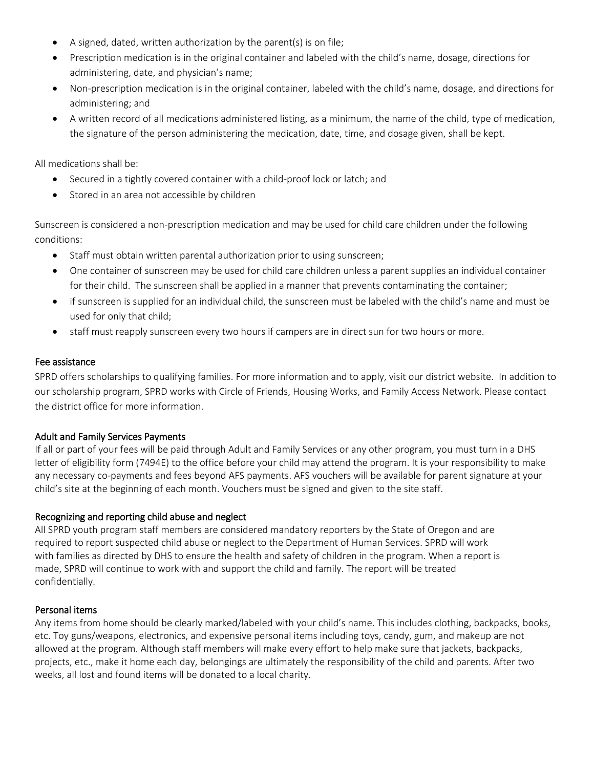- A signed, dated, written authorization by the parent(s) is on file;
- Prescription medication is in the original container and labeled with the child's name, dosage, directions for administering, date, and physician's name;
- Non-prescription medication is in the original container, labeled with the child's name, dosage, and directions for administering; and
- A written record of all medications administered listing, as a minimum, the name of the child, type of medication, the signature of the person administering the medication, date, time, and dosage given, shall be kept.

All medications shall be:

- Secured in a tightly covered container with a child-proof lock or latch; and
- Stored in an area not accessible by children

Sunscreen is considered a non-prescription medication and may be used for child care children under the following conditions:

- Staff must obtain written parental authorization prior to using sunscreen;
- One container of sunscreen may be used for child care children unless a parent supplies an individual container for their child. The sunscreen shall be applied in a manner that prevents contaminating the container;
- if sunscreen is supplied for an individual child, the sunscreen must be labeled with the child's name and must be used for only that child;
- staff must reapply sunscreen every two hours if campers are in direct sun for two hours or more.

### Fee assistance

SPRD offers scholarships to qualifying families. For more information and to apply, visit our district website. In addition to our scholarship program, SPRD works with Circle of Friends, Housing Works, and Family Access Network. Please contact the district office for more information.

### Adult and Family Services Payments

If all or part of your fees will be paid through Adult and Family Services or any other program, you must turn in a DHS letter of eligibility form (7494E) to the office before your child may attend the program. It is your responsibility to make any necessary co-payments and fees beyond AFS payments. AFS vouchers will be available for parent signature at your child's site at the beginning of each month. Vouchers must be signed and given to the site staff.

### Recognizing and reporting child abuse and neglect

All SPRD youth program staff members are considered mandatory reporters by the State of Oregon and are required to report suspected child abuse or neglect to the Department of Human Services. SPRD will work with families as directed by DHS to ensure the health and safety of children in the program. When a report is made, SPRD will continue to work with and support the child and family. The report will be treated confidentially.

### Personal items

Any items from home should be clearly marked/labeled with your child's name. This includes clothing, backpacks, books, etc. Toy guns/weapons, electronics, and expensive personal items including toys, candy, gum, and makeup are not allowed at the program. Although staff members will make every effort to help make sure that jackets, backpacks, projects, etc., make it home each day, belongings are ultimately the responsibility of the child and parents. After two weeks, all lost and found items will be donated to a local charity.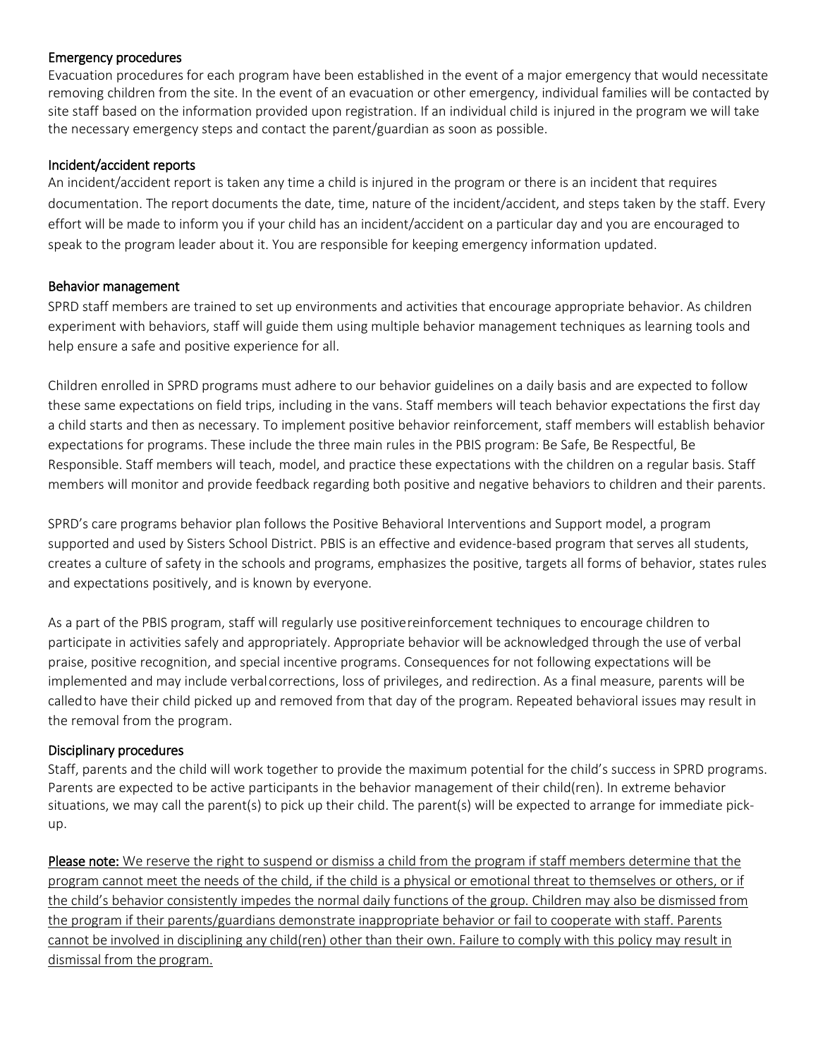### Emergency procedures

Evacuation procedures for each program have been established in the event of a major emergency that would necessitate removing children from the site. In the event of an evacuation or other emergency, individual families will be contacted by site staff based on the information provided upon registration. If an individual child is injured in the program we will take the necessary emergency steps and contact the parent/guardian as soon as possible.

### Incident/accident reports

An incident/accident report is taken any time a child is injured in the program or there is an incident that requires documentation. The report documents the date, time, nature of the incident/accident, and steps taken by the staff. Every effort will be made to inform you if your child has an incident/accident on a particular day and you are encouraged to speak to the program leader about it. You are responsible for keeping emergency information updated.

### Behavior management

SPRD staff members are trained to set up environments and activities that encourage appropriate behavior. As children experiment with behaviors, staff will guide them using multiple behavior management techniques as learning tools and help ensure a safe and positive experience for all.

Children enrolled in SPRD programs must adhere to our behavior guidelines on a daily basis and are expected to follow these same expectations on field trips, including in the vans. Staff members will teach behavior expectations the first day a child starts and then as necessary. To implement positive behavior reinforcement, staff members will establish behavior expectations for programs. These include the three main rules in the PBIS program: Be Safe, Be Respectful, Be Responsible. Staff members will teach, model, and practice these expectations with the children on a regular basis. Staff members will monitor and provide feedback regarding both positive and negative behaviors to children and their parents.

SPRD's care programs behavior plan follows the Positive Behavioral Interventions and Support model, a program supported and used by Sisters School District. PBIS is an effective and evidence-based program that serves all students, creates a culture of safety in the schools and programs, emphasizes the positive, targets all forms of behavior, states rules and expectations positively, and is known by everyone.

As a part of the PBIS program, staff will regularly use positive reinforcement techniques to encourage children to participate in activities safely and appropriately. Appropriate behavior will be acknowledged through the use of verbal praise, positive recognition, and special incentive programs. Consequences for not following expectations will be implemented and may include verbal corrections, loss of privileges, and redirection. As a final measure, parents will be called to have their child picked up and removed from that day of the program. Repeated behavioral issues may result in the removal from the program.

### Disciplinary procedures

Staff, parents and the child will work together to provide the maximum potential for the child's success in SPRD programs. Parents are expected to be active participants in the behavior management of their child(ren). In extreme behavior situations, we may call the parent(s) to pick up their child. The parent(s) will be expected to arrange for immediate pick-up.

**Please note:** We reserve the right to suspend or dismiss a child from the program if staff members determine that the program cannot meet the needs of the child, if the child is a physical or emotional threat to themselves or others, or if the child's behavior consistently impedes the normal daily functions of the group. Children may also be dismissed from the program if their parents/guardians demonstrate inappropriate behavior or fail to cooperate with staff. Parents cannot be involved in disciplining any child(ren) other than their own. Failure to comply with this policy may result in dismissal from the program.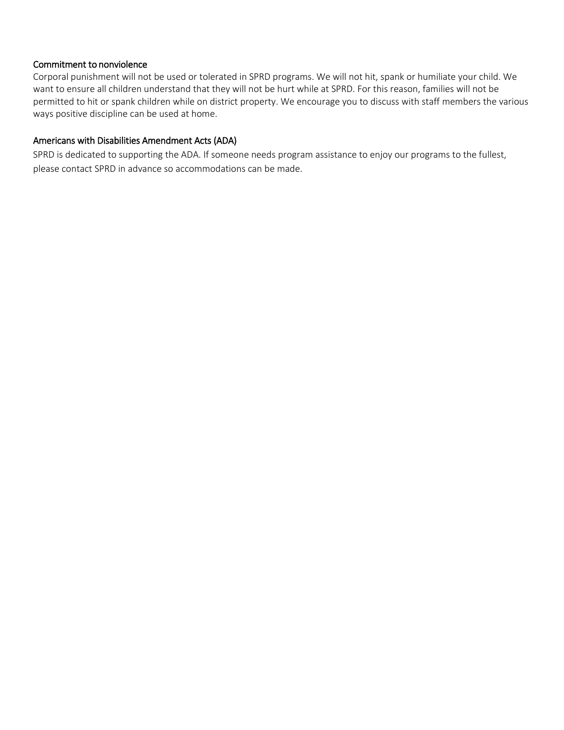### Commitment to nonviolence

Corporal punishment will not be used or tolerated in SPRD programs. We will not hit, spank or humiliate your child. We want to ensure all children understand that they will not be hurt while at SPRD. For this reason, families will not be permitted to hit or spank children while on district property. We encourage you to discuss with staff members the various ways positive discipline can be used at home.

### Americans with Disabilities Amendment Acts (ADA)

SPRD is dedicated to supporting the ADA. If someone needs program assistance to enjoy our programs to the fullest, please contact SPRD in advance so accommodations can be made.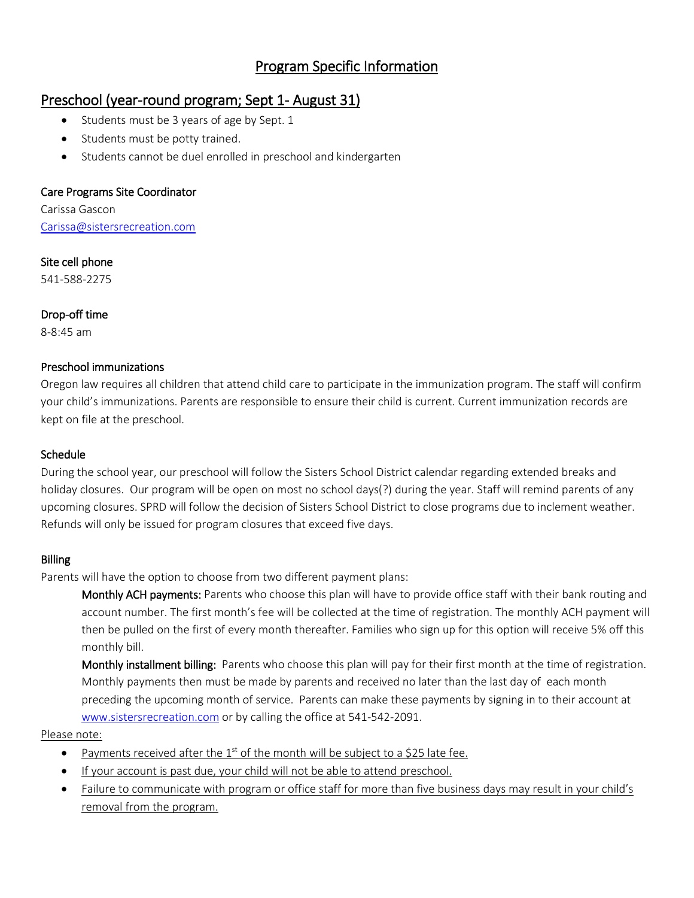# Program Specific Information

## Preschool (year-round program; Sept 1- August 31)

- Students must be 3 years of age by Sept. 1
- Students must be potty trained.
- Students cannot be duel enrolled in preschool and kindergarten

### Care Programs Site Coordinator

Carissa Gascon
Carissa@sistersrecreation.com

### Site cell phone

541-588-2275

### Drop-off time

8-8:45 am

### Preschool immunizations

Oregon law requires all children that attend child care to participate in the immunization program. The staff will confirm your child's immunizations. Parents are responsible to ensure their child is current. Current immunization records are kept on file at the preschool.

### Schedule

During the school year, our preschool will follow the Sisters School District calendar regarding extended breaks and holiday closures. Our program will be open on most no school days(?) during the year. Staff will remind parents of any upcoming closures. SPRD will follow the decision of Sisters School District to close programs due to inclement weather. Refunds will only be issued for program closures that exceed five days.

### Billing

Parents will have the option to choose from two different payment plans:

> **Monthly ACH payments:** Parents who choose this plan will have to provide office staff with their bank routing and account number. The first month's fee will be collected at the time of registration. The monthly ACH payment will then be pulled on the first of every month thereafter. Families who sign up for this option will receive 5% off this monthly bill.
>
> **Monthly installment billing:** Parents who choose this plan will pay for their first month at the time of registration. Monthly payments then must be made by parents and received no later than the last day of each month preceding the upcoming month of service. Parents can make these payments by signing in to their account at www.sistersrecreation.com or by calling the office at 541-542-2091.

Please note:

- Payments received after the 1st of the month will be subject to a $25 late fee.
- If your account is past due, your child will not be able to attend preschool.
- Failure to communicate with program or office staff for more than five business days may result in your child's removal from the program.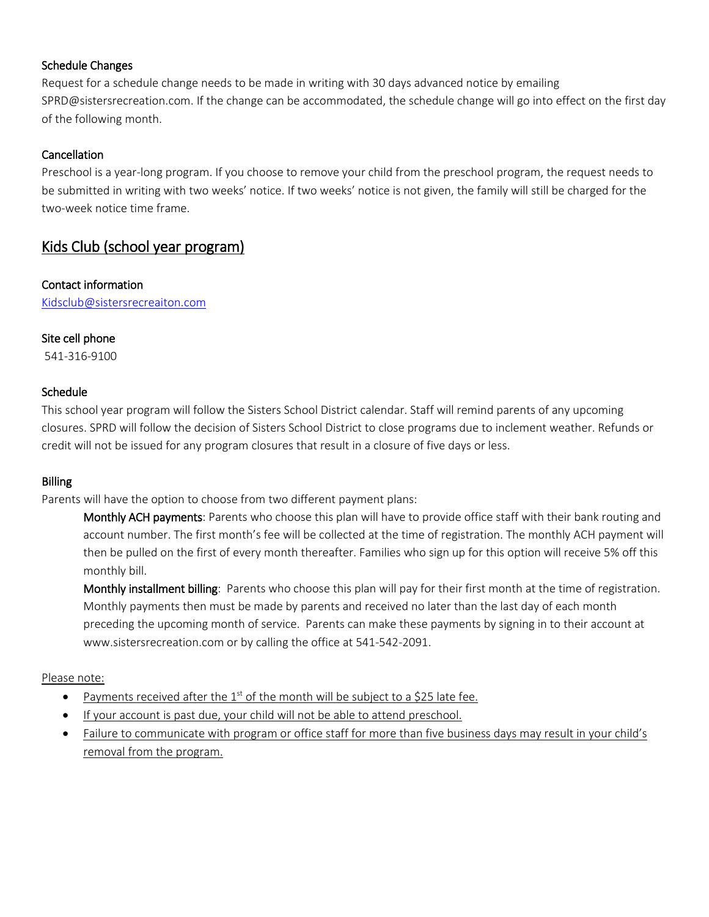Schedule Changes

Request for a schedule change needs to be made in writing with 30 days advanced notice by emailing SPRD@sistersrecreation.com. If the change can be accommodated, the schedule change will go into effect on the first day of the following month.

Cancellation

Preschool is a year-long program. If you choose to remove your child from the preschool program, the request needs to be submitted in writing with two weeks' notice. If two weeks' notice is not given, the family will still be charged for the two-week notice time frame.

## Kids Club (school year program)

Contact information

Kidsclub@sistersrecreaiton.com

Site cell phone

541-316-9100

Schedule

This school year program will follow the Sisters School District calendar. Staff will remind parents of any upcoming closures. SPRD will follow the decision of Sisters School District to close programs due to inclement weather. Refunds or credit will not be issued for any program closures that result in a closure of five days or less.

Billing

Parents will have the option to choose from two different payment plans:

**Monthly ACH payments**: Parents who choose this plan will have to provide office staff with their bank routing and account number. The first month's fee will be collected at the time of registration. The monthly ACH payment will then be pulled on the first of every month thereafter. Families who sign up for this option will receive 5% off this monthly bill.

**Monthly installment billing**: Parents who choose this plan will pay for their first month at the time of registration. Monthly payments then must be made by parents and received no later than the last day of each month preceding the upcoming month of service. Parents can make these payments by signing in to their account at www.sistersrecreation.com or by calling the office at 541-542-2091.

Please note:

- Payments received after the 1st of the month will be subject to a $25 late fee.
- If your account is past due, your child will not be able to attend preschool.
- Failure to communicate with program or office staff for more than five business days may result in your child's removal from the program.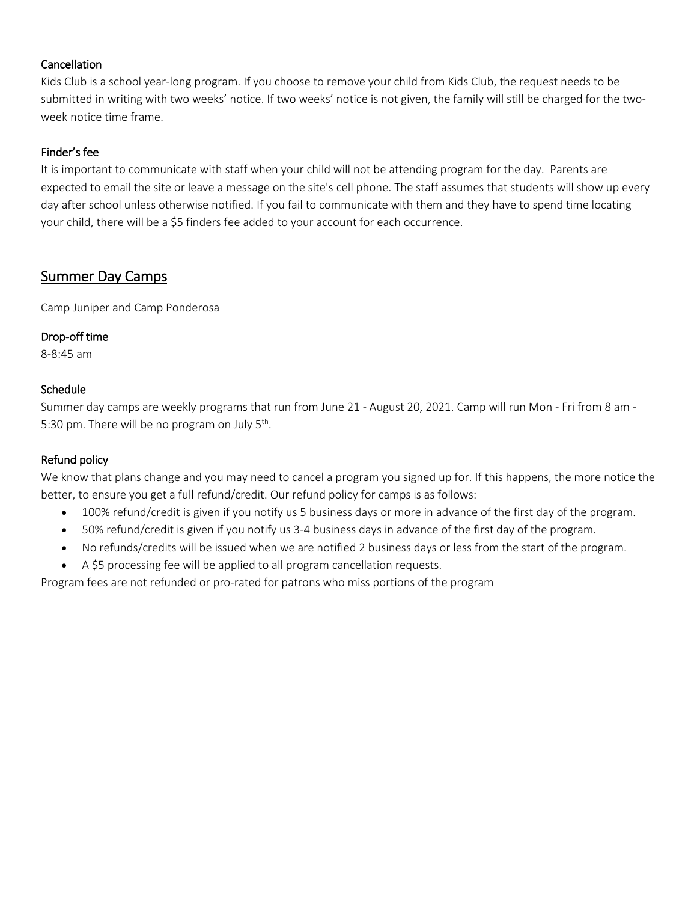### Cancellation

Kids Club is a school year-long program. If you choose to remove your child from Kids Club, the request needs to be submitted in writing with two weeks' notice. If two weeks' notice is not given, the family will still be charged for the two-week notice time frame.

### Finder's fee

It is important to communicate with staff when your child will not be attending program for the day. Parents are expected to email the site or leave a message on the site's cell phone. The staff assumes that students will show up every day after school unless otherwise notified. If you fail to communicate with them and they have to spend time locating your child, there will be a $5 finders fee added to your account for each occurrence.

## Summer Day Camps

Camp Juniper and Camp Ponderosa

### Drop-off time

8-8:45 am

### Schedule

Summer day camps are weekly programs that run from June 21 - August 20, 2021. Camp will run Mon - Fri from 8 am - 5:30 pm. There will be no program on July 5th.

### Refund policy

We know that plans change and you may need to cancel a program you signed up for. If this happens, the more notice the better, to ensure you get a full refund/credit. Our refund policy for camps is as follows:

- 100% refund/credit is given if you notify us 5 business days or more in advance of the first day of the program.
- 50% refund/credit is given if you notify us 3-4 business days in advance of the first day of the program.
- No refunds/credits will be issued when we are notified 2 business days or less from the start of the program.
- A $5 processing fee will be applied to all program cancellation requests.

Program fees are not refunded or pro-rated for patrons who miss portions of the program